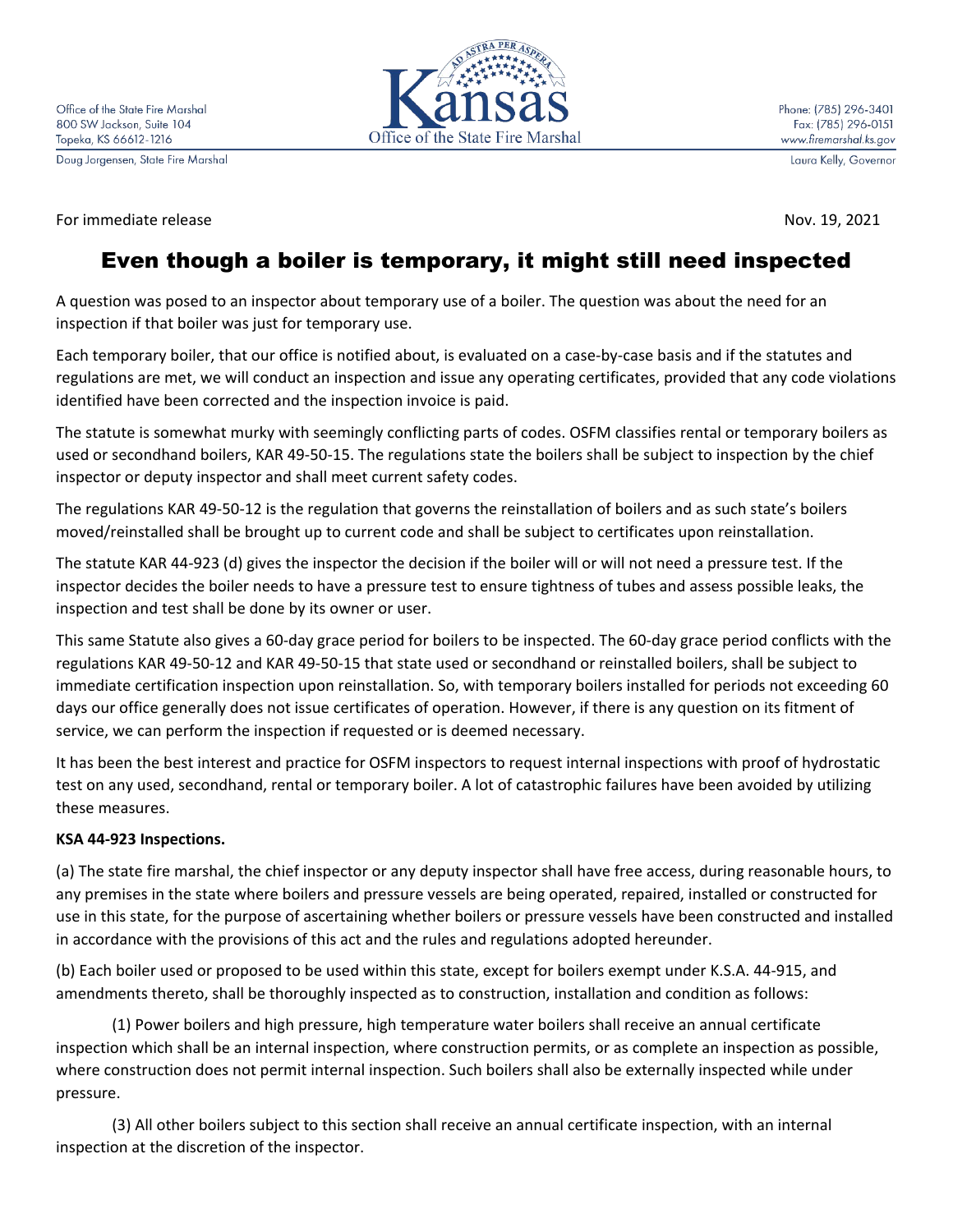Office of the State Fire Marshal
800 SW Jackson, Suite 104
Topeka, KS 66612-1216
Doug Jorgensen, State Fire Marshal

Phone: (785) 296-3401
Fax: (785) 296-0151
www.firemarshal.ks.gov
Laura Kelly, Governor

For immediate release

Nov. 19, 2021

# Even though a boiler is temporary, it might still need inspected

A question was posed to an inspector about temporary use of a boiler. The question was about the need for an inspection if that boiler was just for temporary use.

Each temporary boiler, that our office is notified about, is evaluated on a case-by-case basis and if the statutes and regulations are met, we will conduct an inspection and issue any operating certificates, provided that any code violations identified have been corrected and the inspection invoice is paid.

The statute is somewhat murky with seemingly conflicting parts of codes. OSFM classifies rental or temporary boilers as used or secondhand boilers, KAR 49-50-15. The regulations state the boilers shall be subject to inspection by the chief inspector or deputy inspector and shall meet current safety codes.

The regulations KAR 49-50-12 is the regulation that governs the reinstallation of boilers and as such state's boilers moved/reinstalled shall be brought up to current code and shall be subject to certificates upon reinstallation.

The statute KAR 44-923 (d) gives the inspector the decision if the boiler will or will not need a pressure test. If the inspector decides the boiler needs to have a pressure test to ensure tightness of tubes and assess possible leaks, the inspection and test shall be done by its owner or user.

This same Statute also gives a 60-day grace period for boilers to be inspected. The 60-day grace period conflicts with the regulations KAR 49-50-12 and KAR 49-50-15 that state used or secondhand or reinstalled boilers, shall be subject to immediate certification inspection upon reinstallation. So, with temporary boilers installed for periods not exceeding 60 days our office generally does not issue certificates of operation. However, if there is any question on its fitment of service, we can perform the inspection if requested or is deemed necessary.

It has been the best interest and practice for OSFM inspectors to request internal inspections with proof of hydrostatic test on any used, secondhand, rental or temporary boiler. A lot of catastrophic failures have been avoided by utilizing these measures.

**KSA 44-923 Inspections.**

(a) The state fire marshal, the chief inspector or any deputy inspector shall have free access, during reasonable hours, to any premises in the state where boilers and pressure vessels are being operated, repaired, installed or constructed for use in this state, for the purpose of ascertaining whether boilers or pressure vessels have been constructed and installed in accordance with the provisions of this act and the rules and regulations adopted hereunder.

(b) Each boiler used or proposed to be used within this state, except for boilers exempt under K.S.A. 44-915, and amendments thereto, shall be thoroughly inspected as to construction, installation and condition as follows:

(1) Power boilers and high pressure, high temperature water boilers shall receive an annual certificate inspection which shall be an internal inspection, where construction permits, or as complete an inspection as possible, where construction does not permit internal inspection. Such boilers shall also be externally inspected while under pressure.

(3) All other boilers subject to this section shall receive an annual certificate inspection, with an internal inspection at the discretion of the inspector.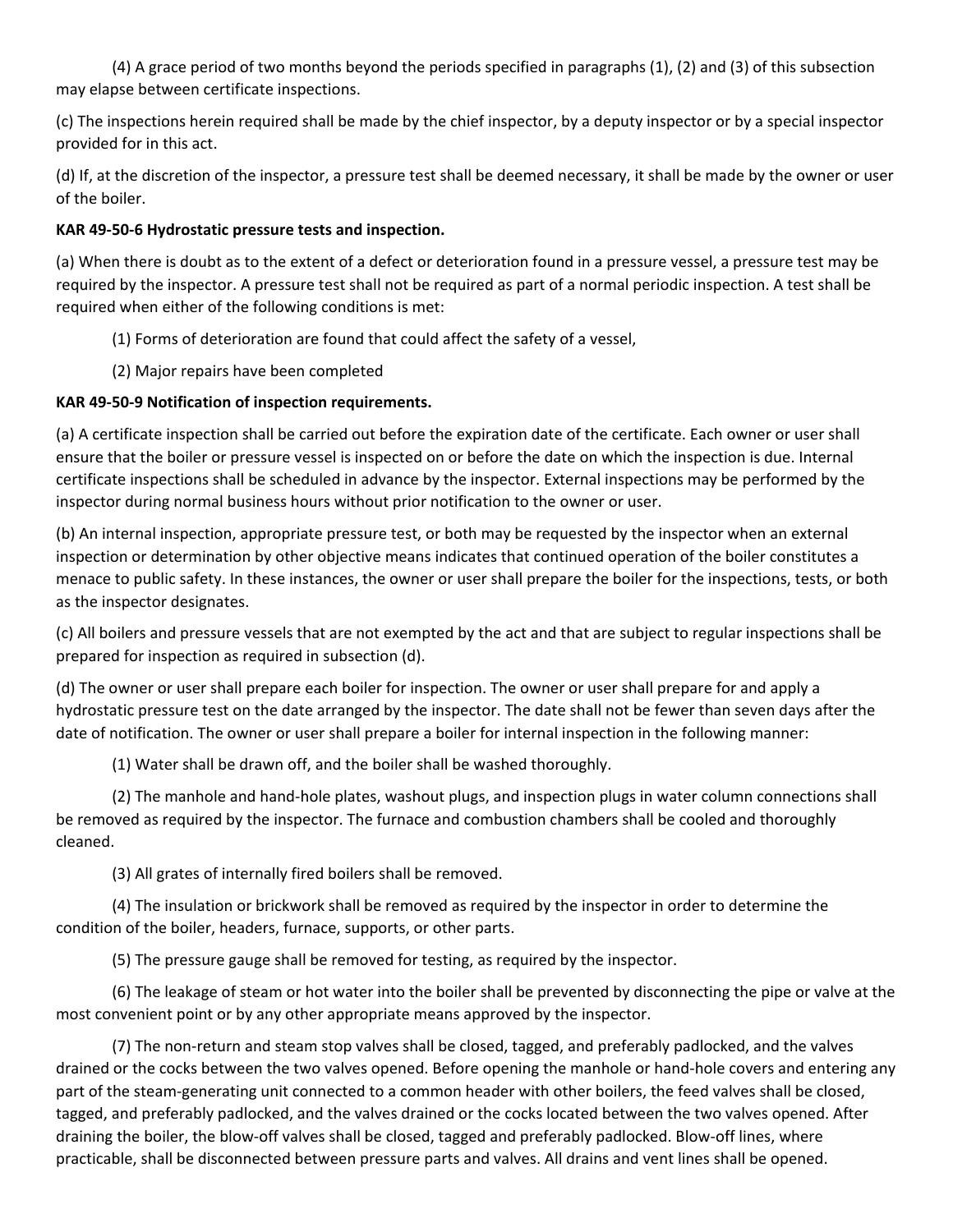(4) A grace period of two months beyond the periods specified in paragraphs (1), (2) and (3) of this subsection may elapse between certificate inspections.

(c) The inspections herein required shall be made by the chief inspector, by a deputy inspector or by a special inspector provided for in this act.

(d) If, at the discretion of the inspector, a pressure test shall be deemed necessary, it shall be made by the owner or user of the boiler.

**KAR 49-50-6 Hydrostatic pressure tests and inspection.**

(a) When there is doubt as to the extent of a defect or deterioration found in a pressure vessel, a pressure test may be required by the inspector. A pressure test shall not be required as part of a normal periodic inspection. A test shall be required when either of the following conditions is met:

(1) Forms of deterioration are found that could affect the safety of a vessel,

(2) Major repairs have been completed

**KAR 49-50-9 Notification of inspection requirements.**

(a) A certificate inspection shall be carried out before the expiration date of the certificate. Each owner or user shall ensure that the boiler or pressure vessel is inspected on or before the date on which the inspection is due. Internal certificate inspections shall be scheduled in advance by the inspector. External inspections may be performed by the inspector during normal business hours without prior notification to the owner or user.

(b) An internal inspection, appropriate pressure test, or both may be requested by the inspector when an external inspection or determination by other objective means indicates that continued operation of the boiler constitutes a menace to public safety. In these instances, the owner or user shall prepare the boiler for the inspections, tests, or both as the inspector designates.

(c) All boilers and pressure vessels that are not exempted by the act and that are subject to regular inspections shall be prepared for inspection as required in subsection (d).

(d) The owner or user shall prepare each boiler for inspection. The owner or user shall prepare for and apply a hydrostatic pressure test on the date arranged by the inspector. The date shall not be fewer than seven days after the date of notification. The owner or user shall prepare a boiler for internal inspection in the following manner:

(1) Water shall be drawn off, and the boiler shall be washed thoroughly.

(2) The manhole and hand-hole plates, washout plugs, and inspection plugs in water column connections shall be removed as required by the inspector. The furnace and combustion chambers shall be cooled and thoroughly cleaned.

(3) All grates of internally fired boilers shall be removed.

(4) The insulation or brickwork shall be removed as required by the inspector in order to determine the condition of the boiler, headers, furnace, supports, or other parts.

(5) The pressure gauge shall be removed for testing, as required by the inspector.

(6) The leakage of steam or hot water into the boiler shall be prevented by disconnecting the pipe or valve at the most convenient point or by any other appropriate means approved by the inspector.

(7) The non-return and steam stop valves shall be closed, tagged, and preferably padlocked, and the valves drained or the cocks between the two valves opened. Before opening the manhole or hand-hole covers and entering any part of the steam-generating unit connected to a common header with other boilers, the feed valves shall be closed, tagged, and preferably padlocked, and the valves drained or the cocks located between the two valves opened. After draining the boiler, the blow-off valves shall be closed, tagged and preferably padlocked. Blow-off lines, where practicable, shall be disconnected between pressure parts and valves. All drains and vent lines shall be opened.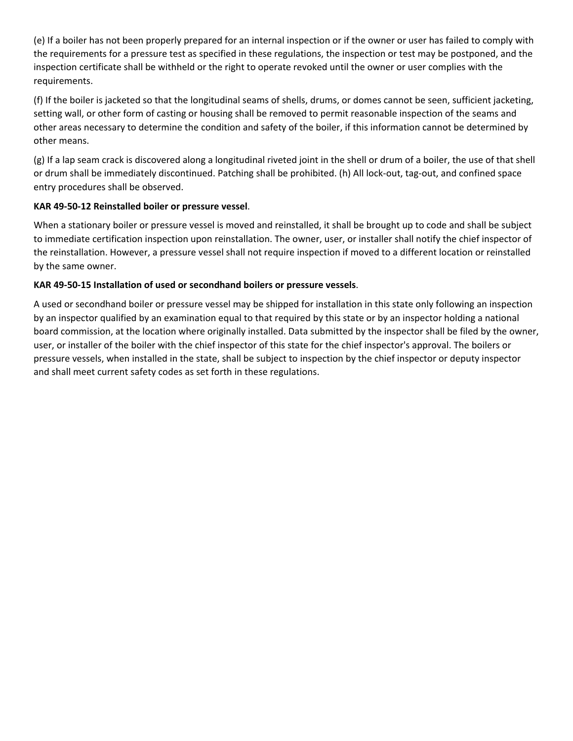(e) If a boiler has not been properly prepared for an internal inspection or if the owner or user has failed to comply with the requirements for a pressure test as specified in these regulations, the inspection or test may be postponed, and the inspection certificate shall be withheld or the right to operate revoked until the owner or user complies with the requirements.

(f) If the boiler is jacketed so that the longitudinal seams of shells, drums, or domes cannot be seen, sufficient jacketing, setting wall, or other form of casting or housing shall be removed to permit reasonable inspection of the seams and other areas necessary to determine the condition and safety of the boiler, if this information cannot be determined by other means.

(g) If a lap seam crack is discovered along a longitudinal riveted joint in the shell or drum of a boiler, the use of that shell or drum shall be immediately discontinued. Patching shall be prohibited. (h) All lock-out, tag-out, and confined space entry procedures shall be observed.

**KAR 49-50-12 Reinstalled boiler or pressure vessel**.

When a stationary boiler or pressure vessel is moved and reinstalled, it shall be brought up to code and shall be subject to immediate certification inspection upon reinstallation. The owner, user, or installer shall notify the chief inspector of the reinstallation. However, a pressure vessel shall not require inspection if moved to a different location or reinstalled by the same owner.

**KAR 49-50-15 Installation of used or secondhand boilers or pressure vessels**.

A used or secondhand boiler or pressure vessel may be shipped for installation in this state only following an inspection by an inspector qualified by an examination equal to that required by this state or by an inspector holding a national board commission, at the location where originally installed. Data submitted by the inspector shall be filed by the owner, user, or installer of the boiler with the chief inspector of this state for the chief inspector's approval. The boilers or pressure vessels, when installed in the state, shall be subject to inspection by the chief inspector or deputy inspector and shall meet current safety codes as set forth in these regulations.